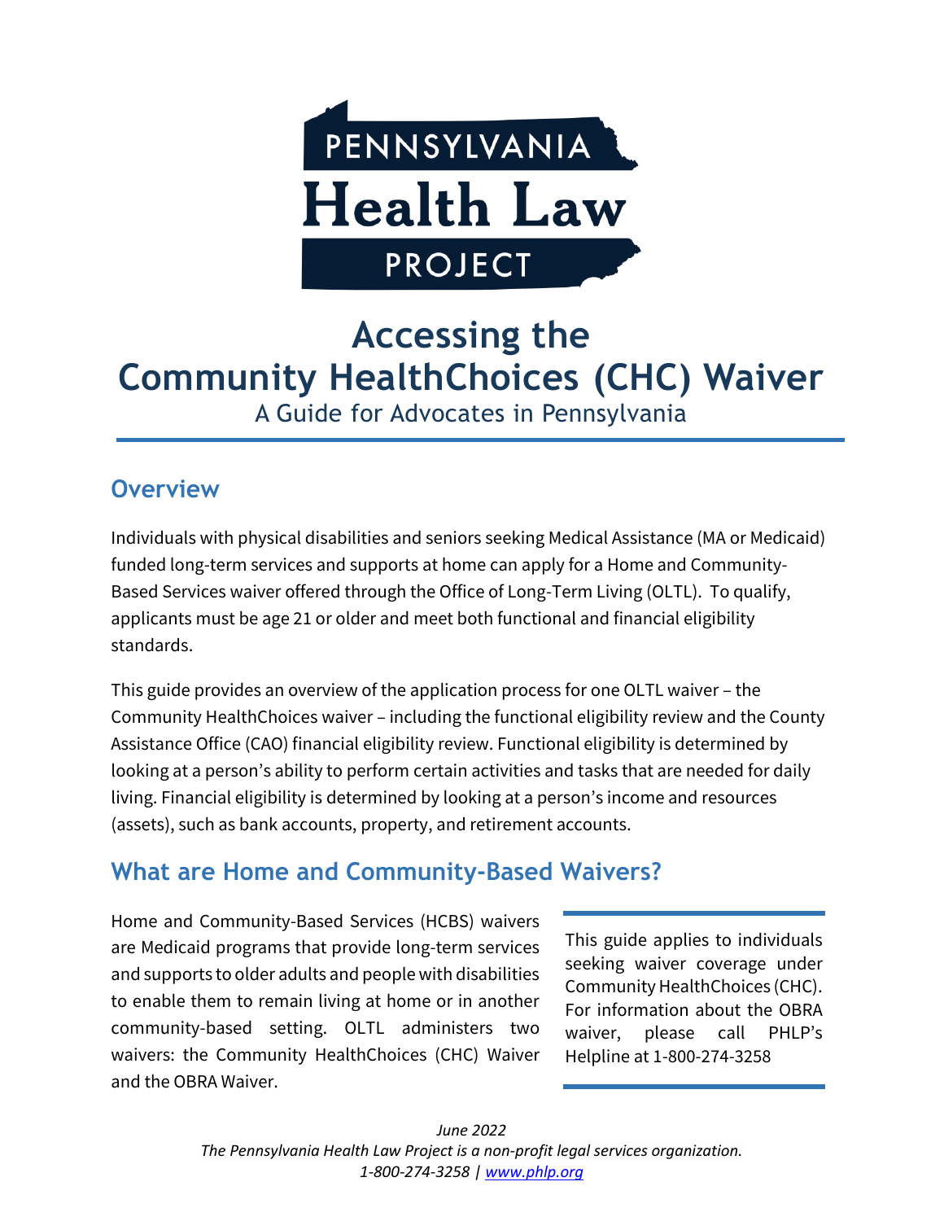PENNSYLVANIA

Health Law

PROJECT

# Accessing the Community HealthChoices (CHC) Waiver

A Guide for Advocates in Pennsylvania

## Overview

Individuals with physical disabilities and seniors seeking Medical Assistance (MA or Medicaid) funded long-term services and supports at home can apply for a Home and Community-Based Services waiver offered through the Office of Long-Term Living (OLTL). To qualify, applicants must be age 21 or older and meet both functional and financial eligibility standards.

This guide provides an overview of the application process for one OLTL waiver – the Community HealthChoices waiver – including the functional eligibility review and the County Assistance Office (CAO) financial eligibility review. Functional eligibility is determined by looking at a person's ability to perform certain activities and tasks that are needed for daily living. Financial eligibility is determined by looking at a person's income and resources (assets), such as bank accounts, property, and retirement accounts.

## What are Home and Community-Based Waivers?

Home and Community-Based Services (HCBS) waivers are Medicaid programs that provide long-term services and supports to older adults and people with disabilities to enable them to remain living at home or in another community-based setting. OLTL administers two waivers: the Community HealthChoices (CHC) Waiver and the OBRA Waiver.

This guide applies to individuals seeking waiver coverage under Community HealthChoices (CHC). For information about the OBRA waiver, please call PHLP's Helpline at 1-800-274-3258

*June 2022*

*The Pennsylvania Health Law Project is a non-profit legal services organization.*

*1-800-274-3258 | [www.phlp.org](http://www.phlp.org)*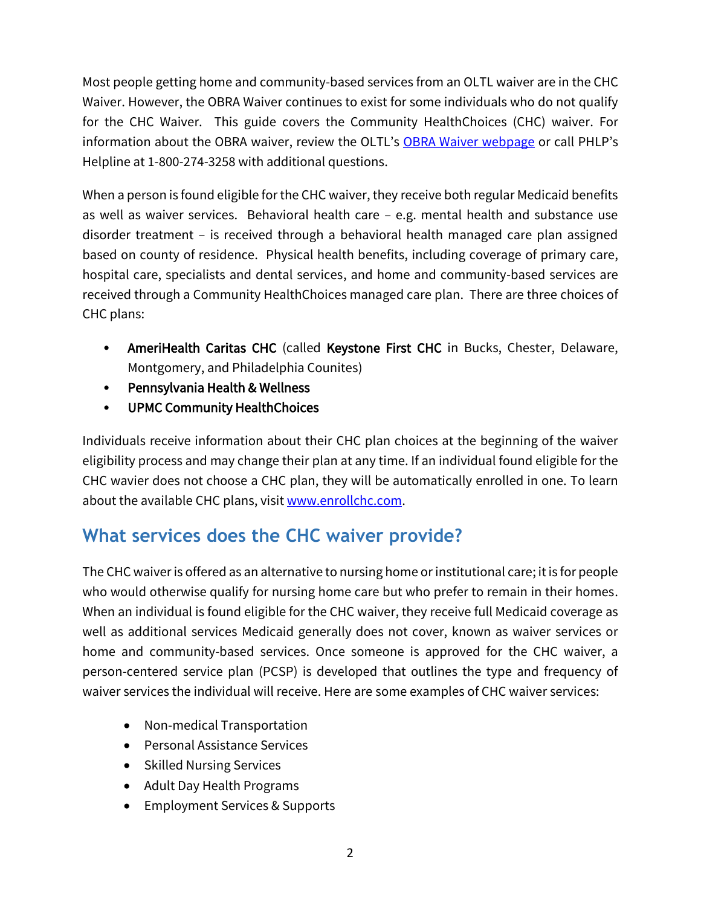Most people getting home and community-based services from an OLTL waiver are in the CHC Waiver. However, the OBRA Waiver continues to exist for some individuals who do not qualify for the CHC Waiver. This guide covers the Community HealthChoices (CHC) waiver. For information about the OBRA waiver, review the OLTL's [OBRA Waiver webpage]() or call PHLP's Helpline at 1-800-274-3258 with additional questions.

When a person is found eligible for the CHC waiver, they receive both regular Medicaid benefits as well as waiver services. Behavioral health care – e.g. mental health and substance use disorder treatment – is received through a behavioral health managed care plan assigned based on county of residence. Physical health benefits, including coverage of primary care, hospital care, specialists and dental services, and home and community-based services are received through a Community HealthChoices managed care plan. There are three choices of CHC plans:

- **AmeriHealth Caritas CHC** (called **Keystone First CHC** in Bucks, Chester, Delaware, Montgomery, and Philadelphia Counites)
- **Pennsylvania Health & Wellness**
- **UPMC Community HealthChoices**

Individuals receive information about their CHC plan choices at the beginning of the waiver eligibility process and may change their plan at any time. If an individual found eligible for the CHC wavier does not choose a CHC plan, they will be automatically enrolled in one. To learn about the available CHC plans, visit [www.enrollchc.com](www.enrollchc.com).

## What services does the CHC waiver provide?

The CHC waiver is offered as an alternative to nursing home or institutional care; it is for people who would otherwise qualify for nursing home care but who prefer to remain in their homes. When an individual is found eligible for the CHC waiver, they receive full Medicaid coverage as well as additional services Medicaid generally does not cover, known as waiver services or home and community-based services. Once someone is approved for the CHC waiver, a person-centered service plan (PCSP) is developed that outlines the type and frequency of waiver services the individual will receive. Here are some examples of CHC waiver services:

- Non-medical Transportation
- Personal Assistance Services
- Skilled Nursing Services
- Adult Day Health Programs
- Employment Services & Supports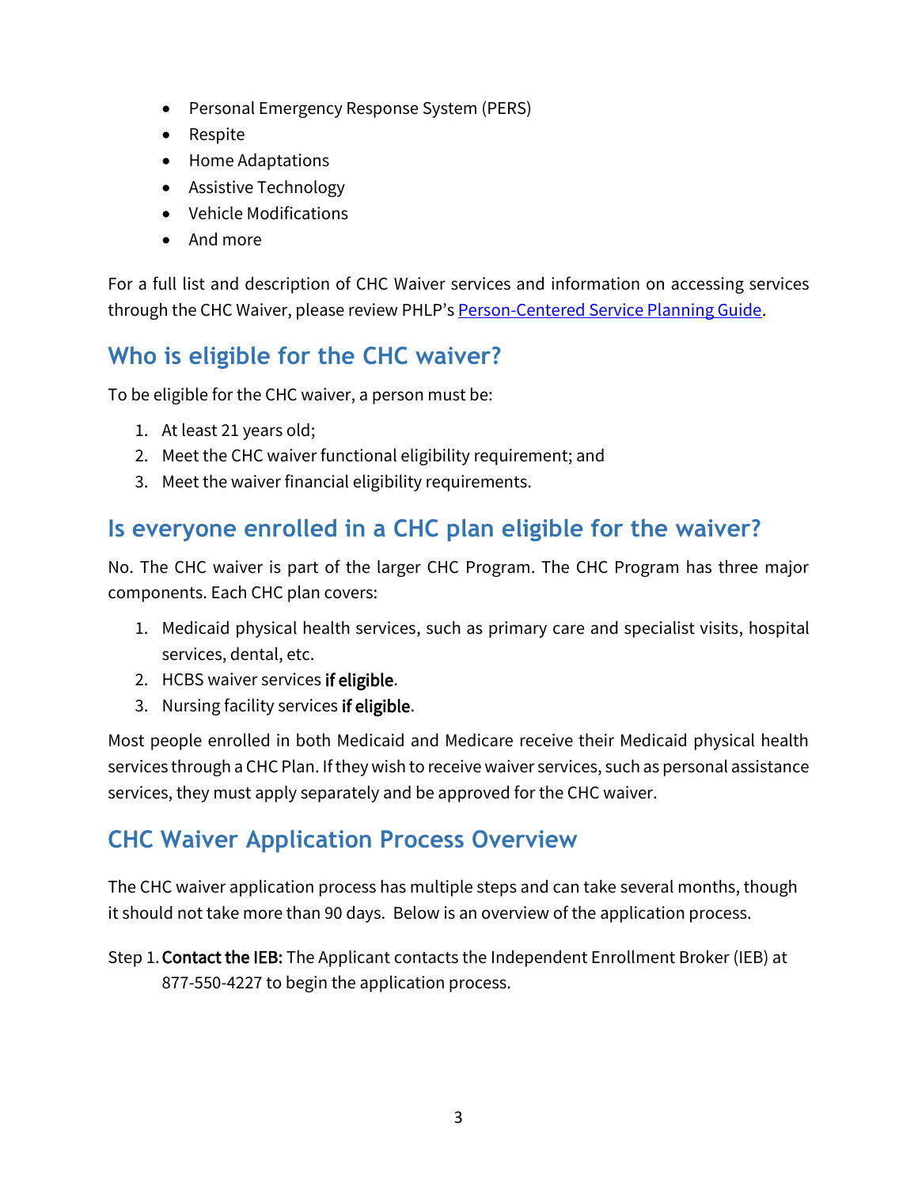- Personal Emergency Response System (PERS)
- Respite
- Home Adaptations
- Assistive Technology
- Vehicle Modifications
- And more

For a full list and description of CHC Waiver services and information on accessing services through the CHC Waiver, please review PHLP's [Person-Centered Service Planning Guide](Person-Centered Service Planning Guide).

## Who is eligible for the CHC waiver?

To be eligible for the CHC waiver, a person must be:

1. At least 21 years old;
2. Meet the CHC waiver functional eligibility requirement; and
3. Meet the waiver financial eligibility requirements.

## Is everyone enrolled in a CHC plan eligible for the waiver?

No. The CHC waiver is part of the larger CHC Program. The CHC Program has three major components. Each CHC plan covers:

1. Medicaid physical health services, such as primary care and specialist visits, hospital services, dental, etc.
2. HCBS waiver services **if eligible**.
3. Nursing facility services **if eligible**.

Most people enrolled in both Medicaid and Medicare receive their Medicaid physical health services through a CHC Plan. If they wish to receive waiver services, such as personal assistance services, they must apply separately and be approved for the CHC waiver.

## CHC Waiver Application Process Overview

The CHC waiver application process has multiple steps and can take several months, though it should not take more than 90 days. Below is an overview of the application process.

Step 1. **Contact the IEB:** The Applicant contacts the Independent Enrollment Broker (IEB) at 877-550-4227 to begin the application process.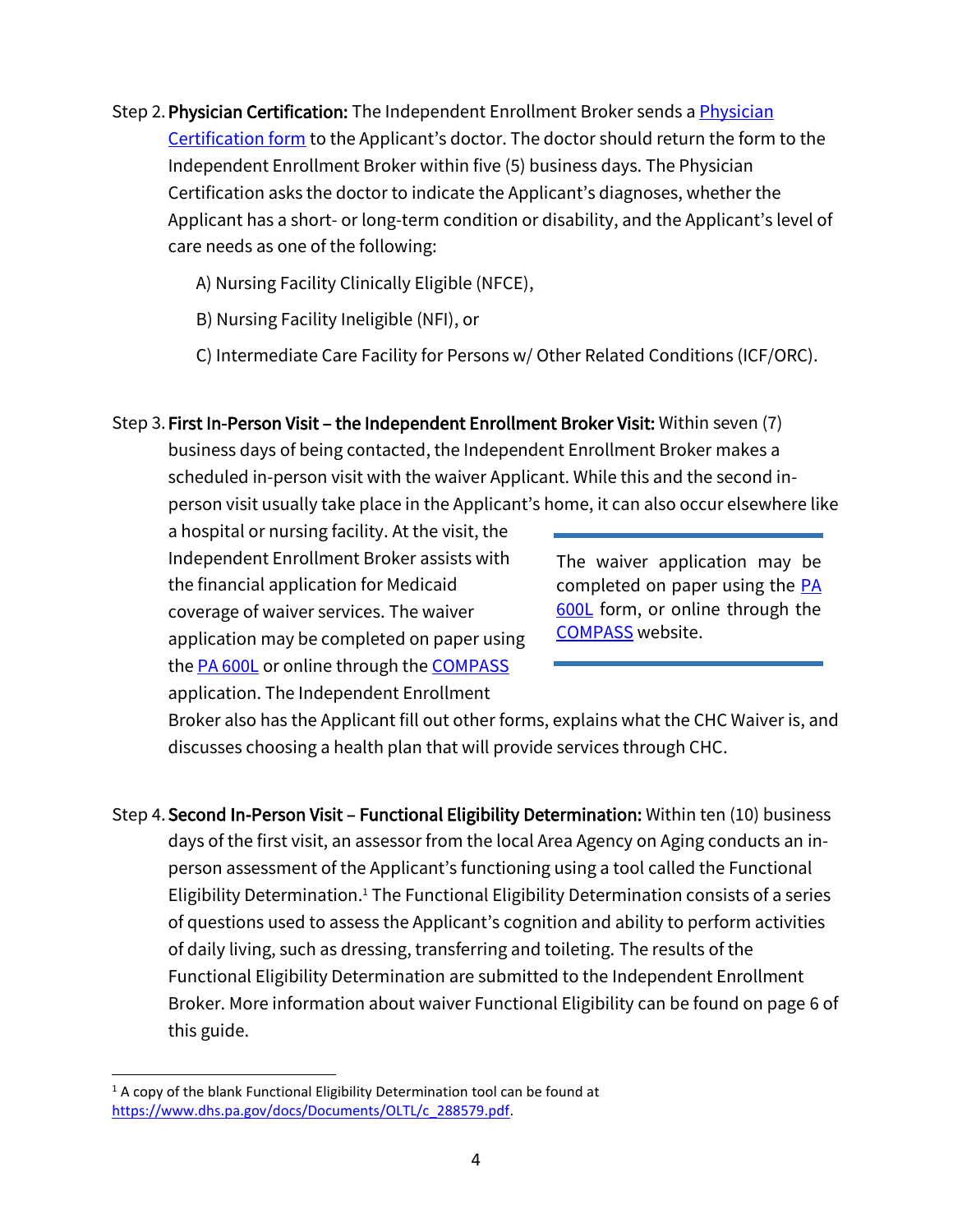Step 2. **Physician Certification:** The Independent Enrollment Broker sends a Physician Certification form to the Applicant's doctor. The doctor should return the form to the Independent Enrollment Broker within five (5) business days. The Physician Certification asks the doctor to indicate the Applicant's diagnoses, whether the Applicant has a short- or long-term condition or disability, and the Applicant's level of care needs as one of the following:

A) Nursing Facility Clinically Eligible (NFCE),

B) Nursing Facility Ineligible (NFI), or

C) Intermediate Care Facility for Persons w/ Other Related Conditions (ICF/ORC).

Step 3. **First In-Person Visit – the Independent Enrollment Broker Visit:** Within seven (7) business days of being contacted, the Independent Enrollment Broker makes a scheduled in-person visit with the waiver Applicant. While this and the second in-person visit usually take place in the Applicant's home, it can also occur elsewhere like a hospital or nursing facility. At the visit, the Independent Enrollment Broker assists with the financial application for Medicaid coverage of waiver services. The waiver application may be completed on paper using the PA 600L or online through the COMPASS application. The Independent Enrollment Broker also has the Applicant fill out other forms, explains what the CHC Waiver is, and discusses choosing a health plan that will provide services through CHC.

> The waiver application may be completed on paper using the PA 600L form, or online through the COMPASS website.

Step 4. **Second In-Person Visit – Functional Eligibility Determination:** Within ten (10) business days of the first visit, an assessor from the local Area Agency on Aging conducts an in-person assessment of the Applicant's functioning using a tool called the Functional Eligibility Determination.[1] The Functional Eligibility Determination consists of a series of questions used to assess the Applicant's cognition and ability to perform activities of daily living, such as dressing, transferring and toileting. The results of the Functional Eligibility Determination are submitted to the Independent Enrollment Broker. More information about waiver Functional Eligibility can be found on page 6 of this guide.

---

[1] A copy of the blank Functional Eligibility Determination tool can be found at https://www.dhs.pa.gov/docs/Documents/OLTL/c_288579.pdf.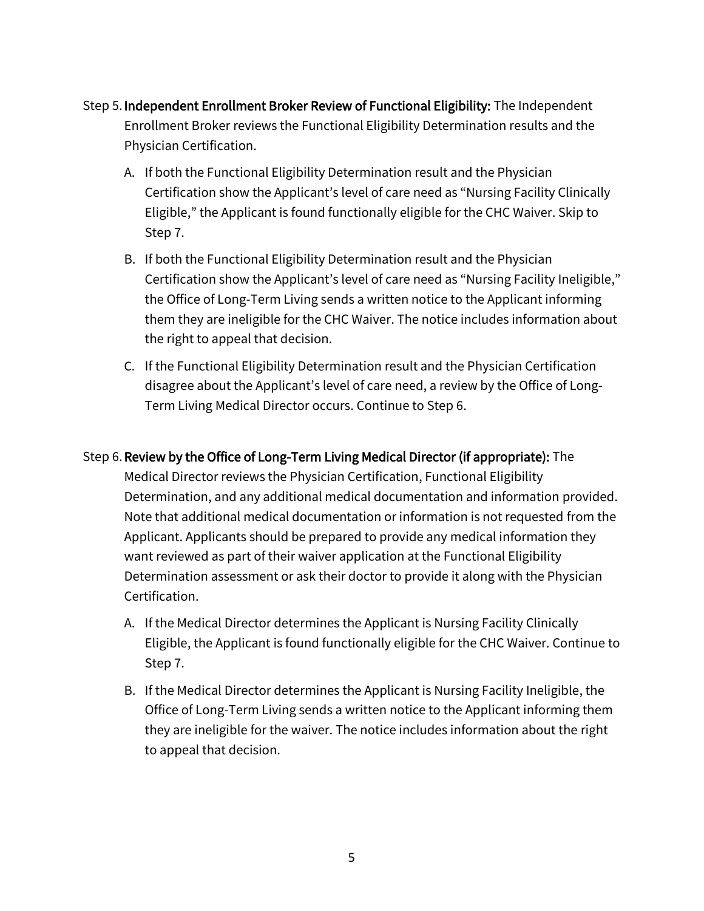Step 5. **Independent Enrollment Broker Review of Functional Eligibility:** The Independent Enrollment Broker reviews the Functional Eligibility Determination results and the Physician Certification.

A. If both the Functional Eligibility Determination result and the Physician Certification show the Applicant's level of care need as "Nursing Facility Clinically Eligible," the Applicant is found functionally eligible for the CHC Waiver. Skip to Step 7.

B. If both the Functional Eligibility Determination result and the Physician Certification show the Applicant's level of care need as "Nursing Facility Ineligible," the Office of Long-Term Living sends a written notice to the Applicant informing them they are ineligible for the CHC Waiver. The notice includes information about the right to appeal that decision.

C. If the Functional Eligibility Determination result and the Physician Certification disagree about the Applicant's level of care need, a review by the Office of Long-Term Living Medical Director occurs. Continue to Step 6.

Step 6. **Review by the Office of Long-Term Living Medical Director (if appropriate):** The Medical Director reviews the Physician Certification, Functional Eligibility Determination, and any additional medical documentation and information provided. Note that additional medical documentation or information is not requested from the Applicant. Applicants should be prepared to provide any medical information they want reviewed as part of their waiver application at the Functional Eligibility Determination assessment or ask their doctor to provide it along with the Physician Certification.

A. If the Medical Director determines the Applicant is Nursing Facility Clinically Eligible, the Applicant is found functionally eligible for the CHC Waiver. Continue to Step 7.

B. If the Medical Director determines the Applicant is Nursing Facility Ineligible, the Office of Long-Term Living sends a written notice to the Applicant informing them they are ineligible for the waiver. The notice includes information about the right to appeal that decision.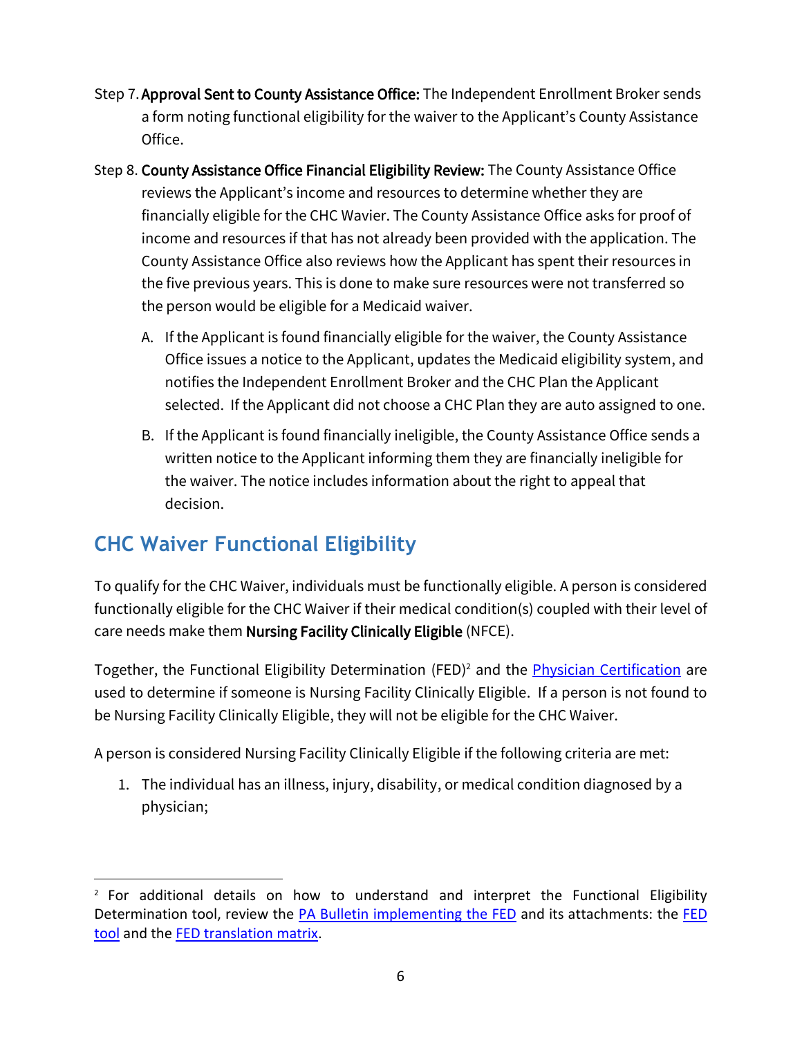Step 7. **Approval Sent to County Assistance Office:** The Independent Enrollment Broker sends a form noting functional eligibility for the waiver to the Applicant's County Assistance Office.

Step 8. **County Assistance Office Financial Eligibility Review:** The County Assistance Office reviews the Applicant's income and resources to determine whether they are financially eligible for the CHC Wavier. The County Assistance Office asks for proof of income and resources if that has not already been provided with the application. The County Assistance Office also reviews how the Applicant has spent their resources in the five previous years. This is done to make sure resources were not transferred so the person would be eligible for a Medicaid waiver.

A. If the Applicant is found financially eligible for the waiver, the County Assistance Office issues a notice to the Applicant, updates the Medicaid eligibility system, and notifies the Independent Enrollment Broker and the CHC Plan the Applicant selected. If the Applicant did not choose a CHC Plan they are auto assigned to one.

B. If the Applicant is found financially ineligible, the County Assistance Office sends a written notice to the Applicant informing them they are financially ineligible for the waiver. The notice includes information about the right to appeal that decision.

## CHC Waiver Functional Eligibility

To qualify for the CHC Waiver, individuals must be functionally eligible. A person is considered functionally eligible for the CHC Waiver if their medical condition(s) coupled with their level of care needs make them **Nursing Facility Clinically Eligible** (NFCE).

Together, the Functional Eligibility Determination (FED)[2] and the [Physician Certification] are used to determine if someone is Nursing Facility Clinically Eligible. If a person is not found to be Nursing Facility Clinically Eligible, they will not be eligible for the CHC Waiver.

A person is considered Nursing Facility Clinically Eligible if the following criteria are met:

1. The individual has an illness, injury, disability, or medical condition diagnosed by a physician;

---

[2] For additional details on how to understand and interpret the Functional Eligibility Determination tool, review the [PA Bulletin implementing the FED] and its attachments: the [FED tool] and the [FED translation matrix].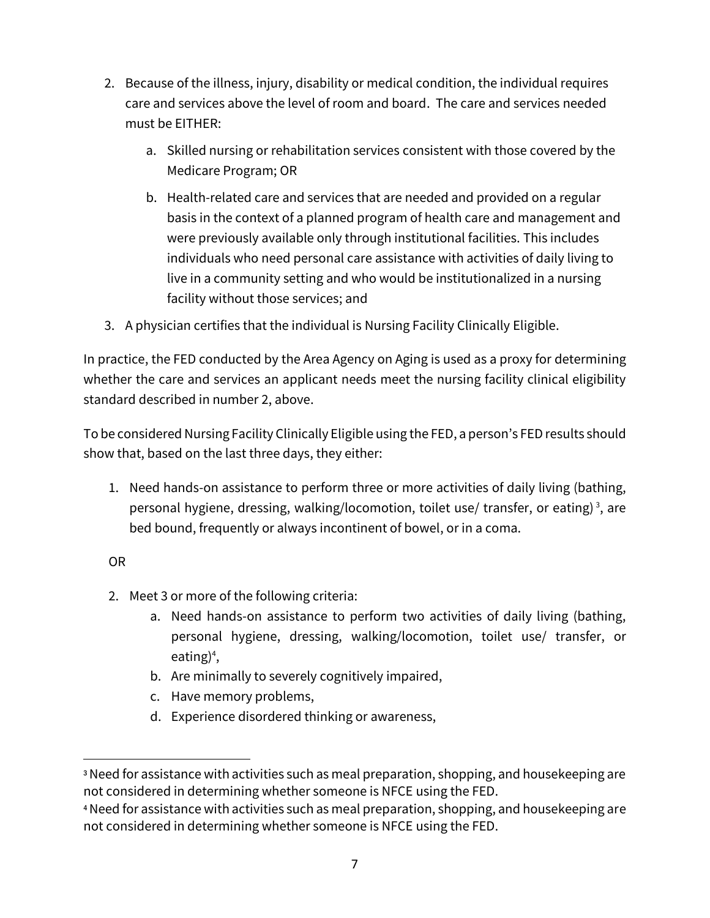2. Because of the illness, injury, disability or medical condition, the individual requires care and services above the level of room and board. The care and services needed must be EITHER:

    a. Skilled nursing or rehabilitation services consistent with those covered by the Medicare Program; OR

    b. Health-related care and services that are needed and provided on a regular basis in the context of a planned program of health care and management and were previously available only through institutional facilities. This includes individuals who need personal care assistance with activities of daily living to live in a community setting and who would be institutionalized in a nursing facility without those services; and

3. A physician certifies that the individual is Nursing Facility Clinically Eligible.

In practice, the FED conducted by the Area Agency on Aging is used as a proxy for determining whether the care and services an applicant needs meet the nursing facility clinical eligibility standard described in number 2, above.

To be considered Nursing Facility Clinically Eligible using the FED, a person's FED results should show that, based on the last three days, they either:

1. Need hands-on assistance to perform three or more activities of daily living (bathing, personal hygiene, dressing, walking/locomotion, toilet use/ transfer, or eating) [3], are bed bound, frequently or always incontinent of bowel, or in a coma.

OR

2. Meet 3 or more of the following criteria:
    a. Need hands-on assistance to perform two activities of daily living (bathing, personal hygiene, dressing, walking/locomotion, toilet use/ transfer, or eating)[4],
    b. Are minimally to severely cognitively impaired,
    c. Have memory problems,
    d. Experience disordered thinking or awareness,

---

[3] Need for assistance with activities such as meal preparation, shopping, and housekeeping are not considered in determining whether someone is NFCE using the FED.

[4] Need for assistance with activities such as meal preparation, shopping, and housekeeping are not considered in determining whether someone is NFCE using the FED.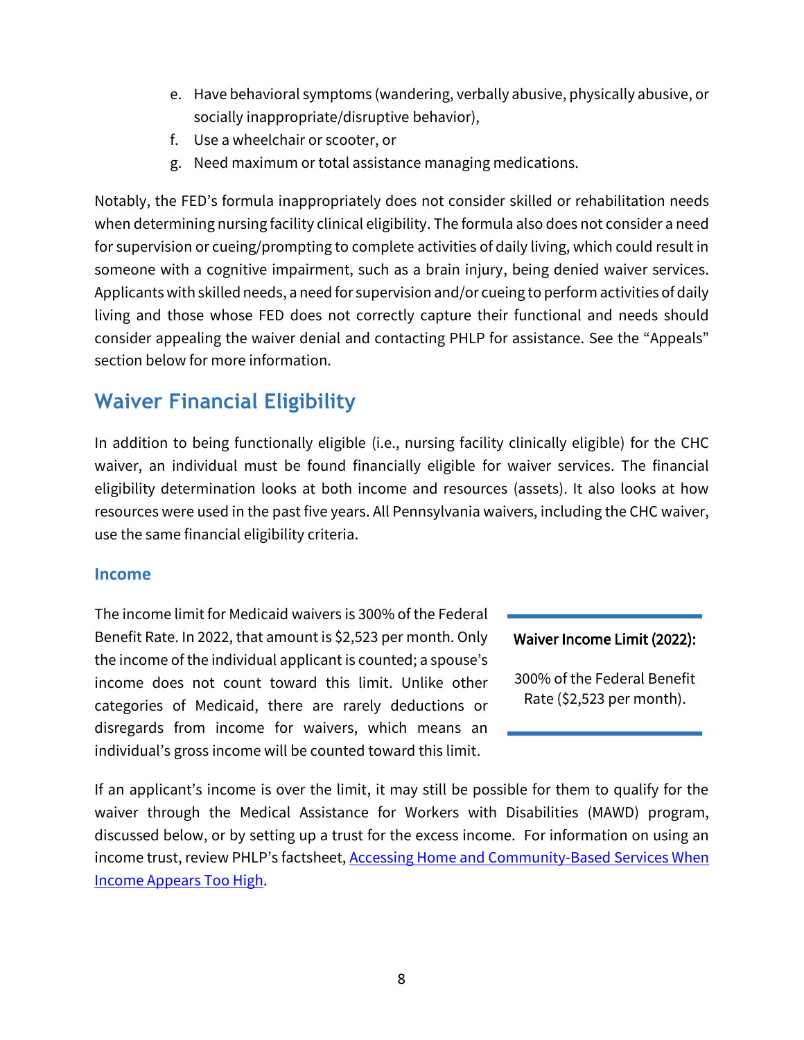e. Have behavioral symptoms (wandering, verbally abusive, physically abusive, or socially inappropriate/disruptive behavior),
f. Use a wheelchair or scooter, or
g. Need maximum or total assistance managing medications.

Notably, the FED's formula inappropriately does not consider skilled or rehabilitation needs when determining nursing facility clinical eligibility. The formula also does not consider a need for supervision or cueing/prompting to complete activities of daily living, which could result in someone with a cognitive impairment, such as a brain injury, being denied waiver services. Applicants with skilled needs, a need for supervision and/or cueing to perform activities of daily living and those whose FED does not correctly capture their functional and needs should consider appealing the waiver denial and contacting PHLP for assistance. See the "Appeals" section below for more information.

## Waiver Financial Eligibility

In addition to being functionally eligible (i.e., nursing facility clinically eligible) for the CHC waiver, an individual must be found financially eligible for waiver services. The financial eligibility determination looks at both income and resources (assets). It also looks at how resources were used in the past five years. All Pennsylvania waivers, including the CHC waiver, use the same financial eligibility criteria.

### Income

The income limit for Medicaid waivers is 300% of the Federal Benefit Rate. In 2022, that amount is $2,523 per month. Only the income of the individual applicant is counted; a spouse's income does not count toward this limit. Unlike other categories of Medicaid, there are rarely deductions or disregards from income for waivers, which means an individual's gross income will be counted toward this limit.

**Waiver Income Limit (2022):**

300% of the Federal Benefit Rate ($2,523 per month).

If an applicant's income is over the limit, it may still be possible for them to qualify for the waiver through the Medical Assistance for Workers with Disabilities (MAWD) program, discussed below, or by setting up a trust for the excess income. For information on using an income trust, review PHLP's factsheet, Accessing Home and Community-Based Services When Income Appears Too High.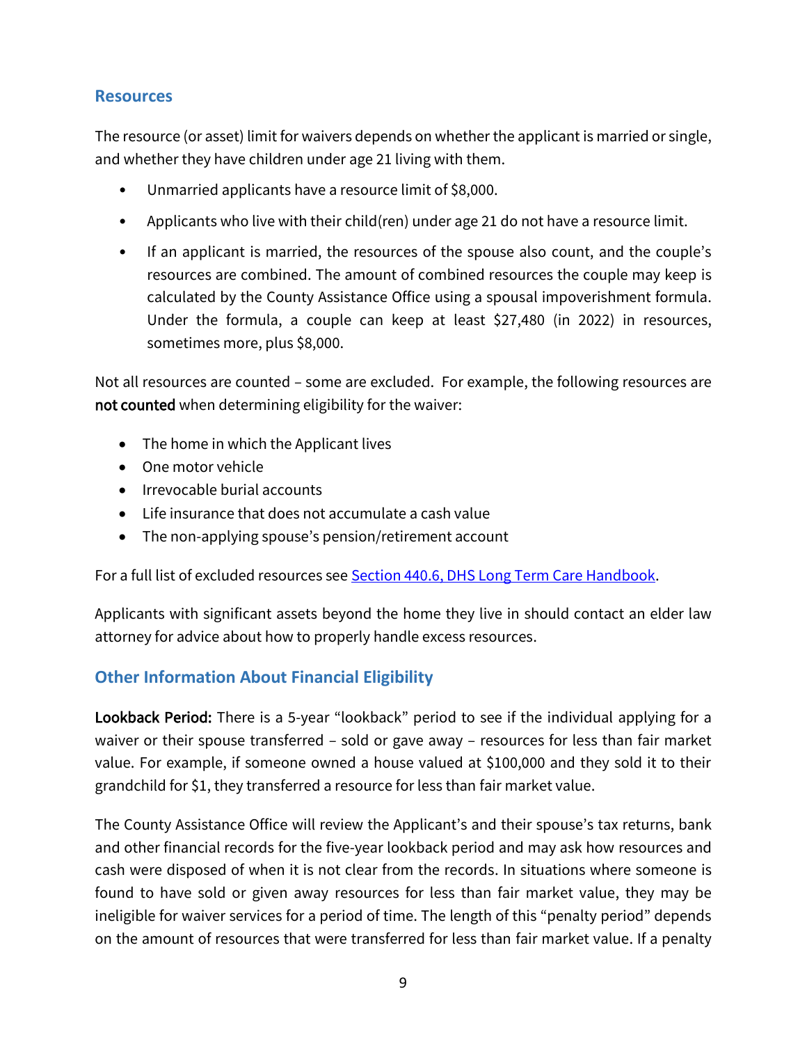## Resources

The resource (or asset) limit for waivers depends on whether the applicant is married or single, and whether they have children under age 21 living with them.

- Unmarried applicants have a resource limit of $8,000.
- Applicants who live with their child(ren) under age 21 do not have a resource limit.
- If an applicant is married, the resources of the spouse also count, and the couple's resources are combined. The amount of combined resources the couple may keep is calculated by the County Assistance Office using a spousal impoverishment formula. Under the formula, a couple can keep at least $27,480 (in 2022) in resources, sometimes more, plus $8,000.

Not all resources are counted – some are excluded. For example, the following resources are **not counted** when determining eligibility for the waiver:

- The home in which the Applicant lives
- One motor vehicle
- Irrevocable burial accounts
- Life insurance that does not accumulate a cash value
- The non-applying spouse's pension/retirement account

For a full list of excluded resources see [Section 440.6, DHS Long Term Care Handbook](Section 440.6, DHS Long Term Care Handbook).

Applicants with significant assets beyond the home they live in should contact an elder law attorney for advice about how to properly handle excess resources.

## Other Information About Financial Eligibility

**Lookback Period:** There is a 5-year "lookback" period to see if the individual applying for a waiver or their spouse transferred – sold or gave away – resources for less than fair market value. For example, if someone owned a house valued at $100,000 and they sold it to their grandchild for $1, they transferred a resource for less than fair market value.

The County Assistance Office will review the Applicant's and their spouse's tax returns, bank and other financial records for the five-year lookback period and may ask how resources and cash were disposed of when it is not clear from the records. In situations where someone is found to have sold or given away resources for less than fair market value, they may be ineligible for waiver services for a period of time. The length of this "penalty period" depends on the amount of resources that were transferred for less than fair market value. If a penalty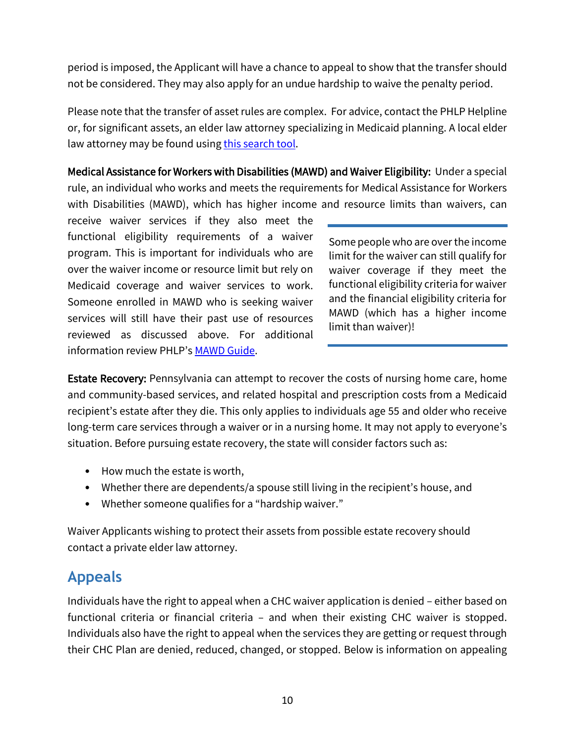period is imposed, the Applicant will have a chance to appeal to show that the transfer should not be considered. They may also apply for an undue hardship to waive the penalty period.

Please note that the transfer of asset rules are complex. For advice, contact the PHLP Helpline or, for significant assets, an elder law attorney specializing in Medicaid planning. A local elder law attorney may be found using [this search tool](#).

**Medical Assistance for Workers with Disabilities (MAWD) and Waiver Eligibility:** Under a special rule, an individual who works and meets the requirements for Medical Assistance for Workers with Disabilities (MAWD), which has higher income and resource limits than waivers, can receive waiver services if they also meet the functional eligibility requirements of a waiver program. This is important for individuals who are over the waiver income or resource limit but rely on Medicaid coverage and waiver services to work. Someone enrolled in MAWD who is seeking waiver services will still have their past use of resources reviewed as discussed above. For additional information review PHLP's [MAWD Guide](#).

> Some people who are over the income limit for the waiver can still qualify for waiver coverage if they meet the functional eligibility criteria for waiver and the financial eligibility criteria for MAWD (which has a higher income limit than waiver)!

**Estate Recovery:** Pennsylvania can attempt to recover the costs of nursing home care, home and community-based services, and related hospital and prescription costs from a Medicaid recipient's estate after they die. This only applies to individuals age 55 and older who receive long-term care services through a waiver or in a nursing home. It may not apply to everyone's situation. Before pursuing estate recovery, the state will consider factors such as:

- How much the estate is worth,
- Whether there are dependents/a spouse still living in the recipient's house, and
- Whether someone qualifies for a "hardship waiver."

Waiver Applicants wishing to protect their assets from possible estate recovery should contact a private elder law attorney.

## Appeals

Individuals have the right to appeal when a CHC waiver application is denied – either based on functional criteria or financial criteria – and when their existing CHC waiver is stopped. Individuals also have the right to appeal when the services they are getting or request through their CHC Plan are denied, reduced, changed, or stopped. Below is information on appealing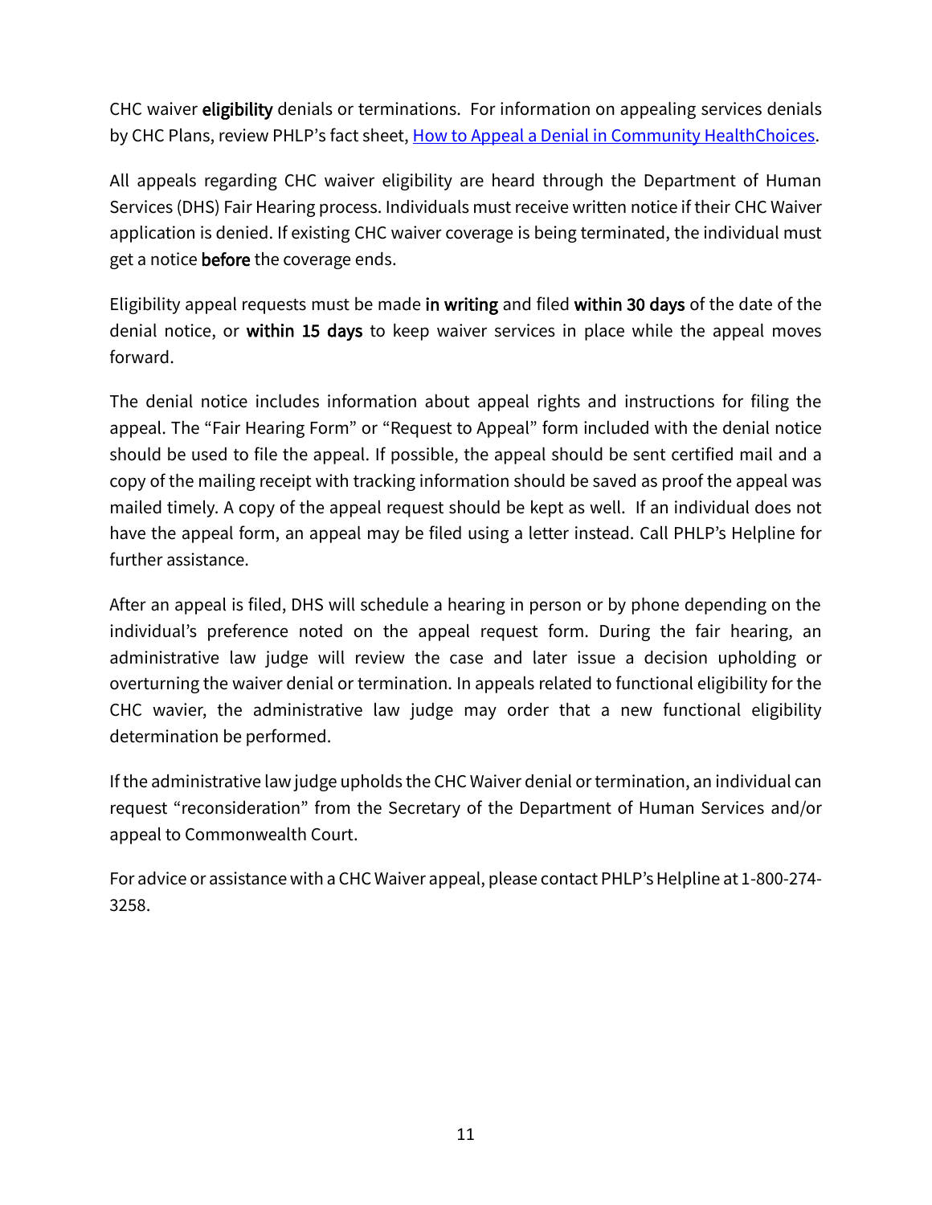CHC waiver **eligibility** denials or terminations. For information on appealing services denials by CHC Plans, review PHLP's fact sheet, [How to Appeal a Denial in Community HealthChoices](How to Appeal a Denial in Community HealthChoices).

All appeals regarding CHC waiver eligibility are heard through the Department of Human Services (DHS) Fair Hearing process. Individuals must receive written notice if their CHC Waiver application is denied. If existing CHC waiver coverage is being terminated, the individual must get a notice **before** the coverage ends.

Eligibility appeal requests must be made **in writing** and filed **within 30 days** of the date of the denial notice, or **within 15 days** to keep waiver services in place while the appeal moves forward.

The denial notice includes information about appeal rights and instructions for filing the appeal. The "Fair Hearing Form" or "Request to Appeal" form included with the denial notice should be used to file the appeal. If possible, the appeal should be sent certified mail and a copy of the mailing receipt with tracking information should be saved as proof the appeal was mailed timely. A copy of the appeal request should be kept as well. If an individual does not have the appeal form, an appeal may be filed using a letter instead. Call PHLP's Helpline for further assistance.

After an appeal is filed, DHS will schedule a hearing in person or by phone depending on the individual's preference noted on the appeal request form. During the fair hearing, an administrative law judge will review the case and later issue a decision upholding or overturning the waiver denial or termination. In appeals related to functional eligibility for the CHC wavier, the administrative law judge may order that a new functional eligibility determination be performed.

If the administrative law judge upholds the CHC Waiver denial or termination, an individual can request "reconsideration" from the Secretary of the Department of Human Services and/or appeal to Commonwealth Court.

For advice or assistance with a CHC Waiver appeal, please contact PHLP's Helpline at 1-800-274-3258.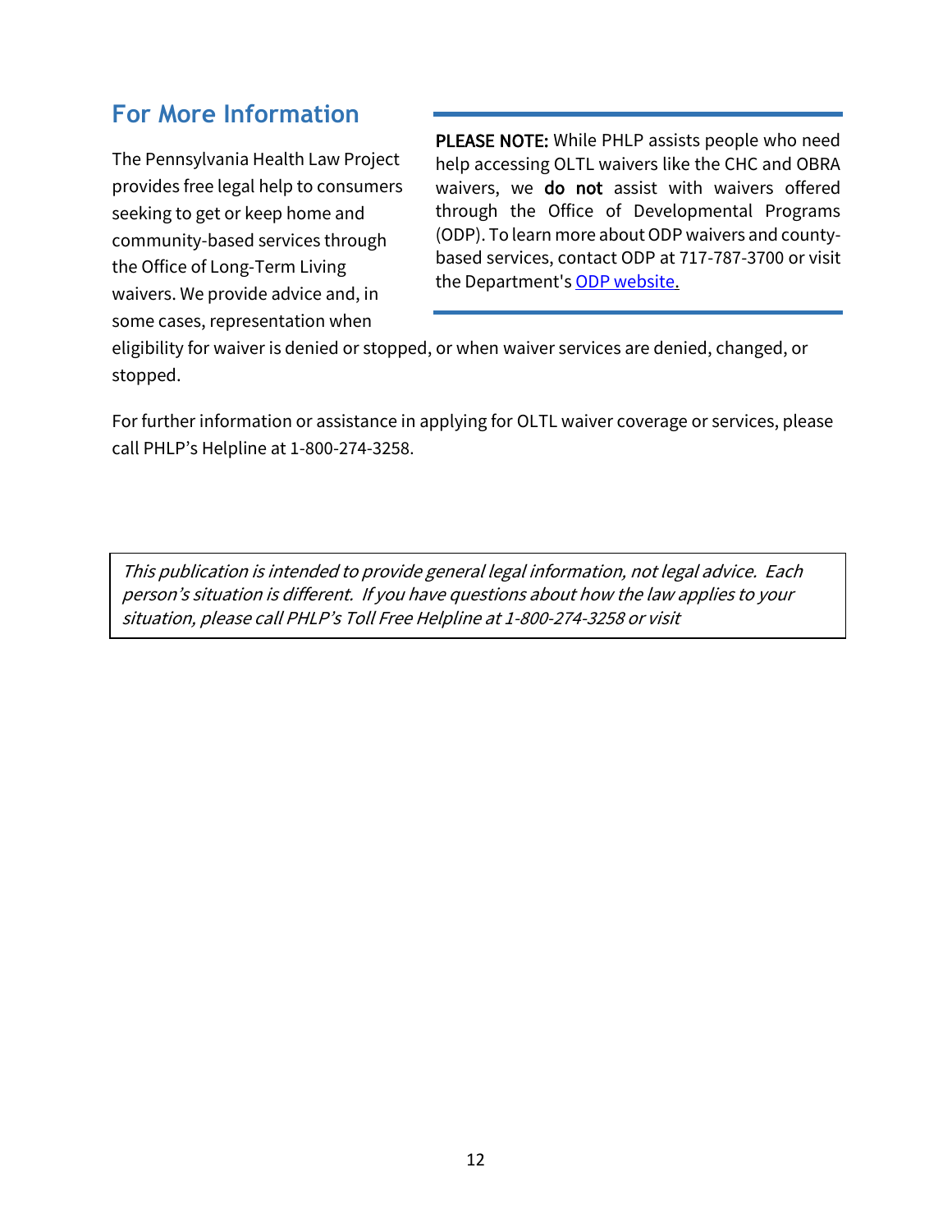## For More Information

The Pennsylvania Health Law Project provides free legal help to consumers seeking to get or keep home and community-based services through the Office of Long-Term Living waivers. We provide advice and, in some cases, representation when eligibility for waiver is denied or stopped, or when waiver services are denied, changed, or stopped.

**PLEASE NOTE:** While PHLP assists people who need help accessing OLTL waivers like the CHC and OBRA waivers, we **do not** assist with waivers offered through the Office of Developmental Programs (ODP). To learn more about ODP waivers and county-based services, contact ODP at 717-787-3700 or visit the Department's ODP website.

For further information or assistance in applying for OLTL waiver coverage or services, please call PHLP's Helpline at 1-800-274-3258.

*This publication is intended to provide general legal information, not legal advice. Each person's situation is different. If you have questions about how the law applies to your situation, please call PHLP's Toll Free Helpline at 1-800-274-3258 or visit*